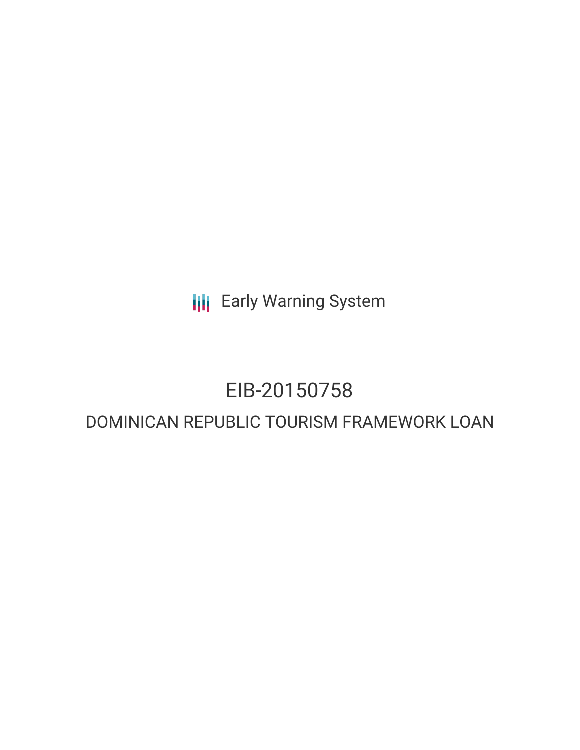Early Warning System

# EIB-20150758

## DOMINICAN REPUBLIC TOURISM FRAMEWORK LOAN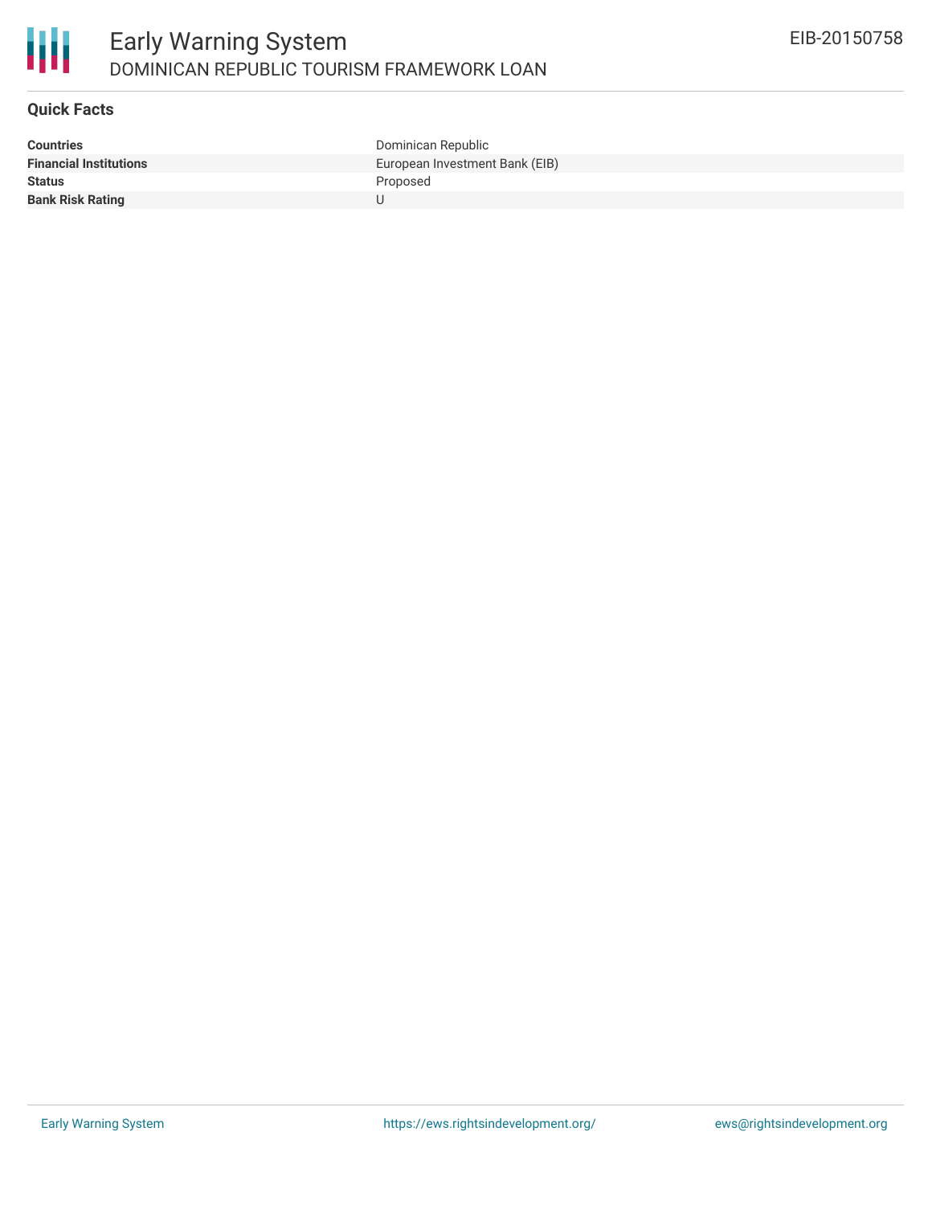## Quick Facts

| | |
|---|---|
| **Countries** | Dominican Republic |
| **Financial Institutions** | European Investment Bank (EIB) |
| **Status** | Proposed |
| **Bank Risk Rating** | U |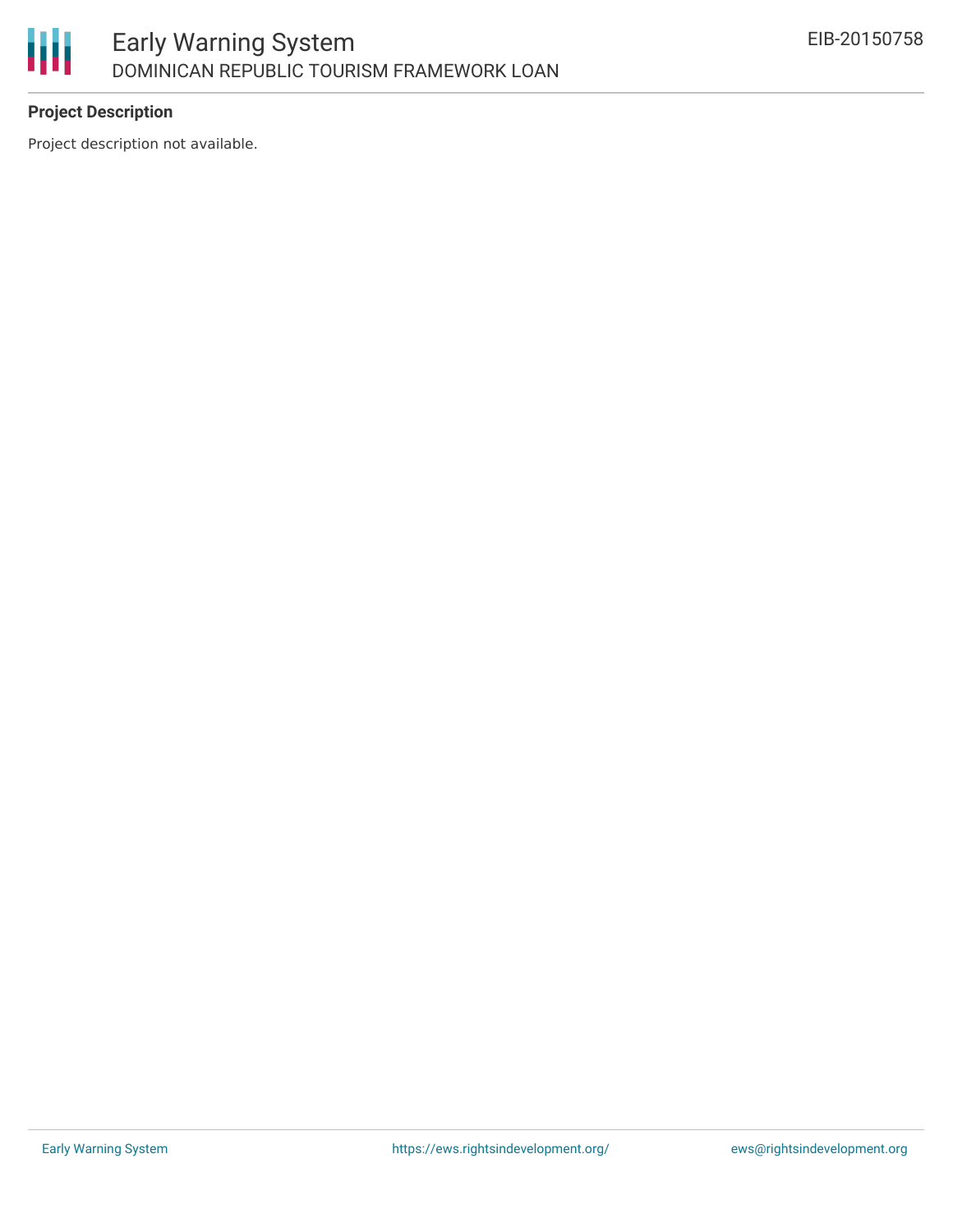**Project Description**

Project description not available.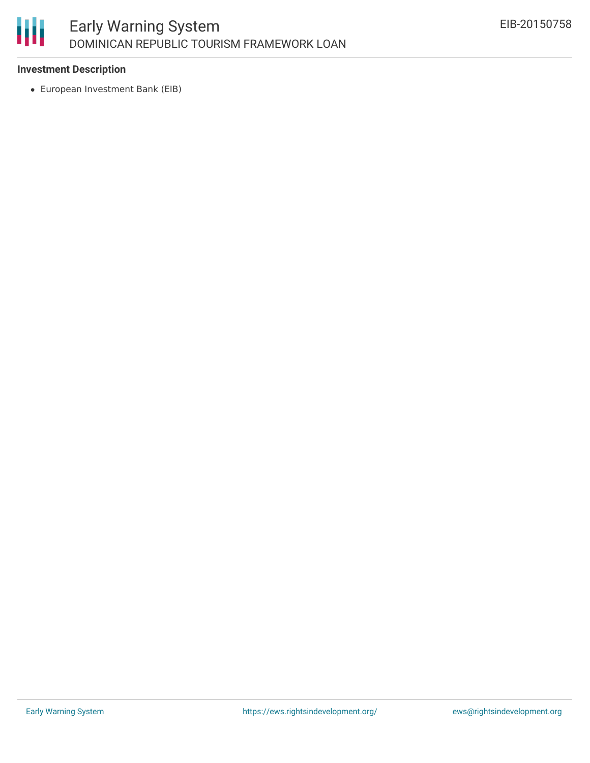### Investment Description

- European Investment Bank (EIB)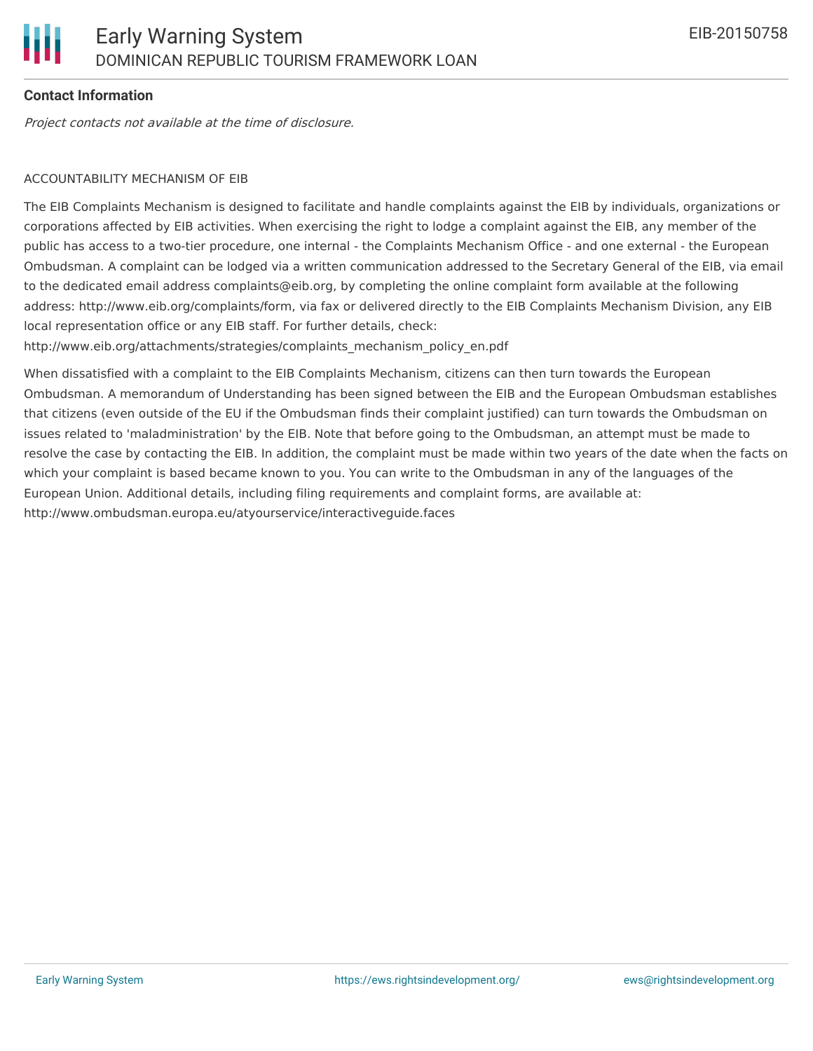**Contact Information**

*Project contacts not available at the time of disclosure.*

ACCOUNTABILITY MECHANISM OF EIB

The EIB Complaints Mechanism is designed to facilitate and handle complaints against the EIB by individuals, organizations or corporations affected by EIB activities. When exercising the right to lodge a complaint against the EIB, any member of the public has access to a two-tier procedure, one internal - the Complaints Mechanism Office - and one external - the European Ombudsman. A complaint can be lodged via a written communication addressed to the Secretary General of the EIB, via email to the dedicated email address complaints@eib.org, by completing the online complaint form available at the following address: http://www.eib.org/complaints/form, via fax or delivered directly to the EIB Complaints Mechanism Division, any EIB local representation office or any EIB staff. For further details, check: http://www.eib.org/attachments/strategies/complaints_mechanism_policy_en.pdf

When dissatisfied with a complaint to the EIB Complaints Mechanism, citizens can then turn towards the European Ombudsman. A memorandum of Understanding has been signed between the EIB and the European Ombudsman establishes that citizens (even outside of the EU if the Ombudsman finds their complaint justified) can turn towards the Ombudsman on issues related to 'maladministration' by the EIB. Note that before going to the Ombudsman, an attempt must be made to resolve the case by contacting the EIB. In addition, the complaint must be made within two years of the date when the facts on which your complaint is based became known to you. You can write to the Ombudsman in any of the languages of the European Union. Additional details, including filing requirements and complaint forms, are available at: http://www.ombudsman.europa.eu/atyourservice/interactiveguide.faces